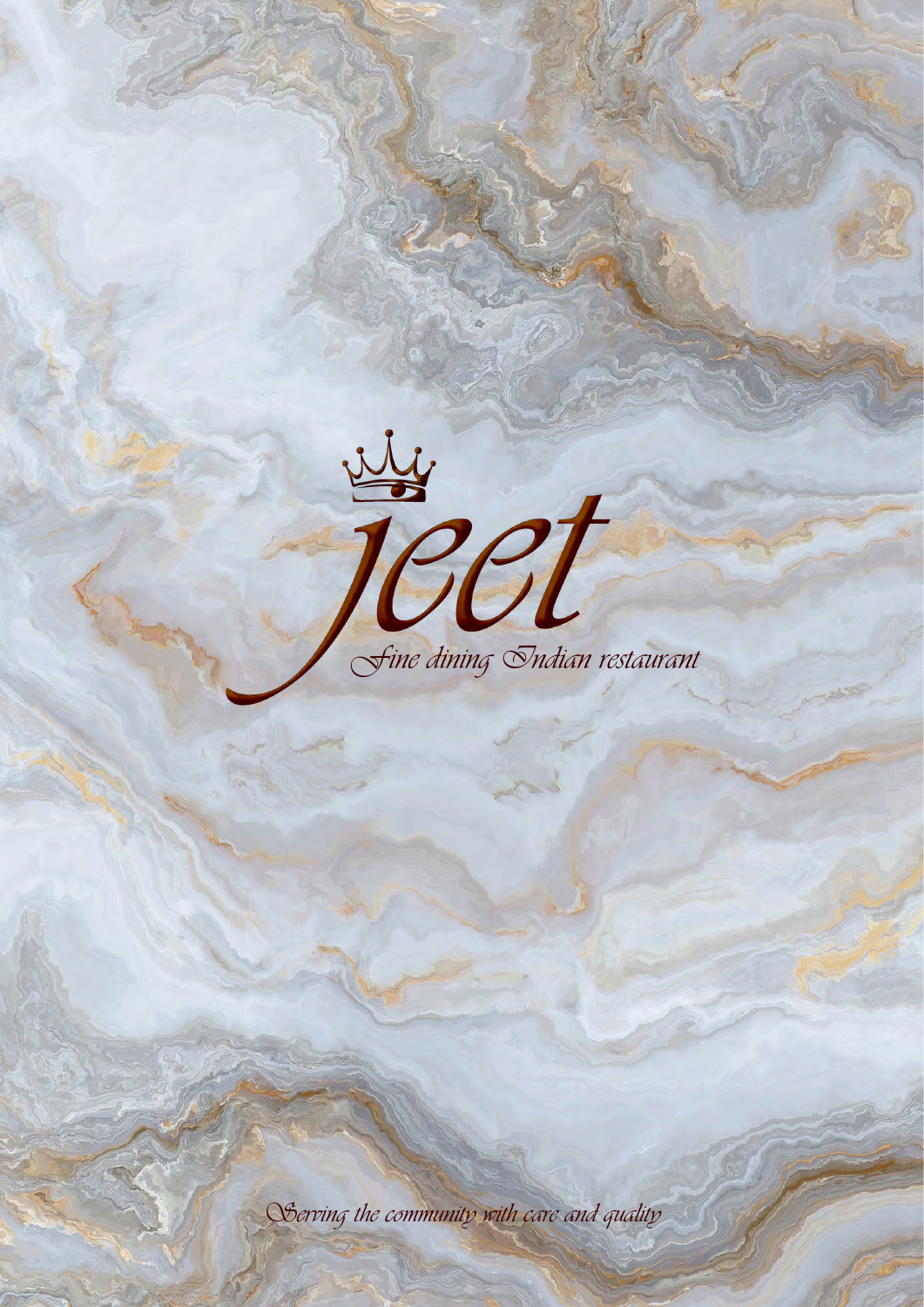# jeet

*Fine dining Indian restaurant*

*Serving the community with care and quality*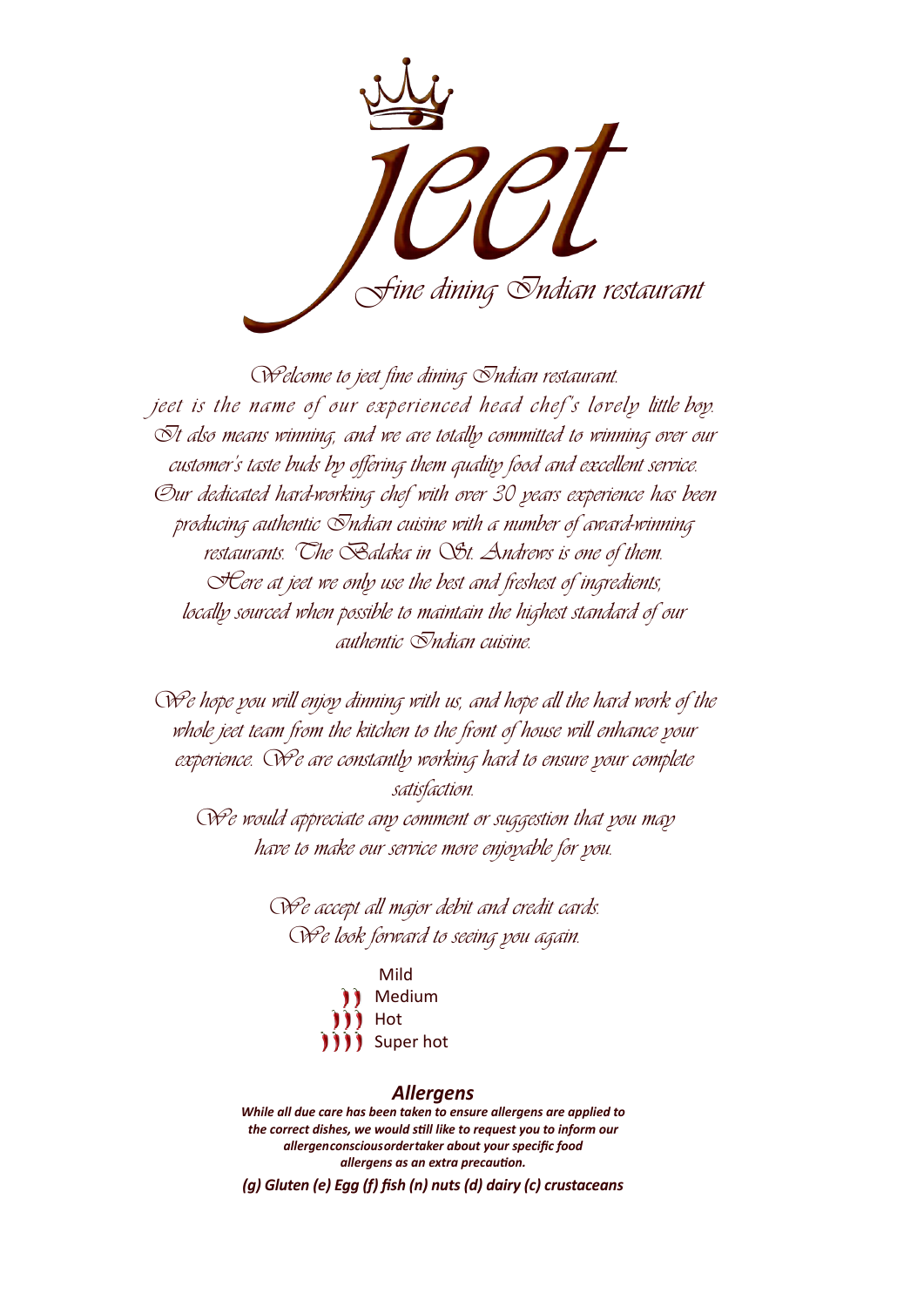# jeet

*Fine dining Indian restaurant*

*Welcome to jeet fine dining Indian restaurant.*
*jeet is the name of our experienced head chef's lovely little boy.*
*It also means winning, and we are totally committed to winning over our customer's taste buds by offering them quality food and excellent service.*
*Our dedicated hard-working chef with over 30 years experience has been producing authentic Indian cuisine with a number of award-winning restaurants. The Balaka in St. Andrews is one of them.*
*Here at jeet we only use the best and freshest of ingredients, locally sourced when possible to maintain the highest standard of our authentic Indian cuisine.*

*We hope you will enjoy dinning with us, and hope all the hard work of the whole jeet team from the kitchen to the front of house will enhance your experience. We are constantly working hard to ensure your complete satisfaction.*
*We would appreciate any comment or suggestion that you may have to make our service more enjoyable for you.*

*We accept all major debit and credit cards.*
*We look forward to seeing you again.*

Mild
Medium
Hot
Super hot

## *Allergens*

***While all due care has been taken to ensure allergens are applied to the correct dishes, we would still like to request you to inform our allergenconsciousordertaker about your specific food allergens as an extra precaution.***

***(g) Gluten (e) Egg (f) fish (n) nuts (d) dairy (c) crustaceans***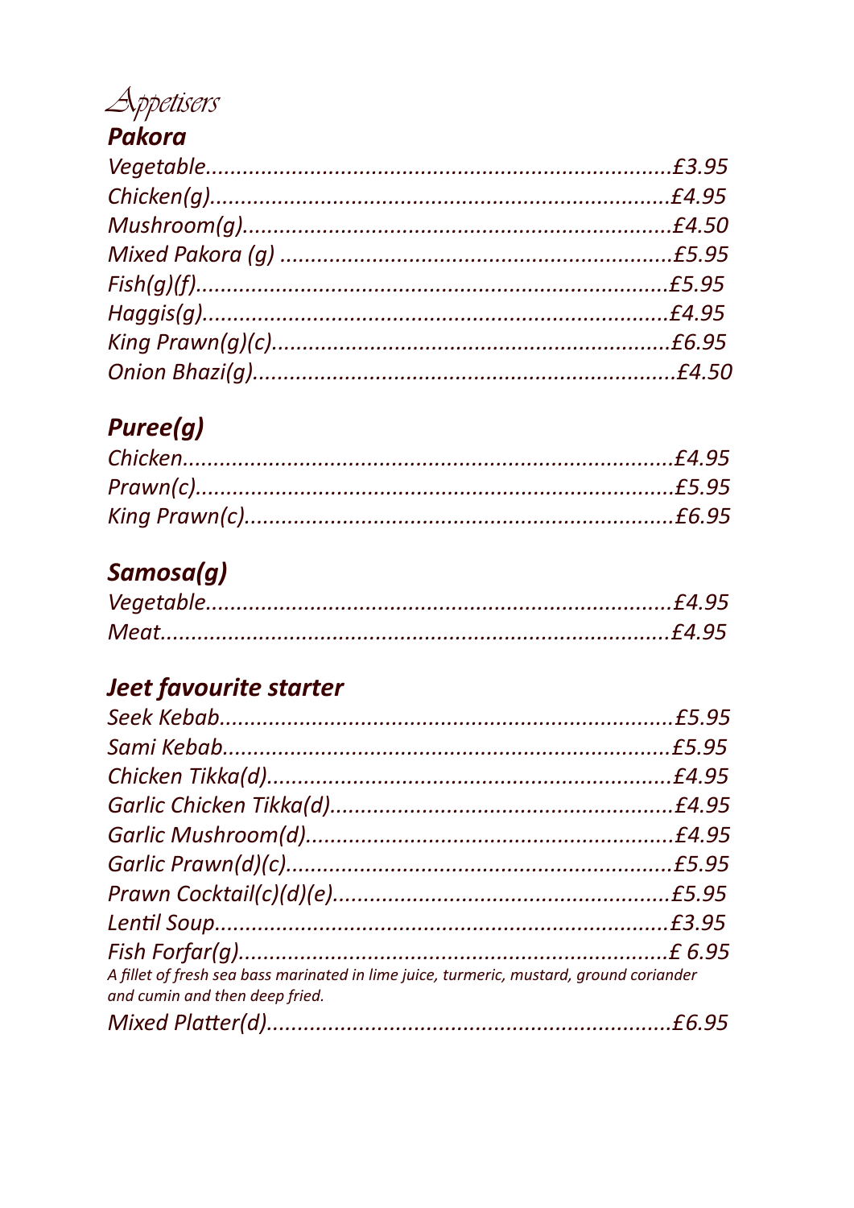# Appetisers

## Pakora

*Vegetable..........................................................................£3.95*
*Chicken(g).........................................................................£4.95*
*Mushroom(g)......................................................................£4.50*
*Mixed Pakora (g) ..............................................................£5.95*
*Fish(g)(f)...........................................................................£5.95*
*Haggis(g)...........................................................................£4.95*
*King Prawn(g)(c)................................................................£6.95*
*Onion Bhazi(g)...................................................................£4.50*

## Puree(g)

*Chicken...............................................................................£4.95*
*Prawn(c).............................................................................£5.95*
*King Prawn(c).....................................................................£6.95*

## Samosa(g)

*Vegetable..........................................................................£4.95*
*Meat...................................................................................£4.95*

## Jeet favourite starter

*Seek Kebab.........................................................................£5.95*
*Sami Kebab.........................................................................£5.95*
*Chicken Tikka(d)................................................................£4.95*
*Garlic Chicken Tikka(d).......................................................£4.95*
*Garlic Mushroom(d)...........................................................£4.95*
*Garlic Prawn(d)(c)..............................................................£5.95*
*Prawn Cocktail(c)(d)(e).....................................................£5.95*
*Lentil Soup.........................................................................£3.95*
*Fish Forfar(g).....................................................................£ 6.95*
*A fillet of fresh sea bass marinated in lime juice, turmeric, mustard, ground coriander and cumin and then deep fried.*
*Mixed Platter(d).................................................................£6.95*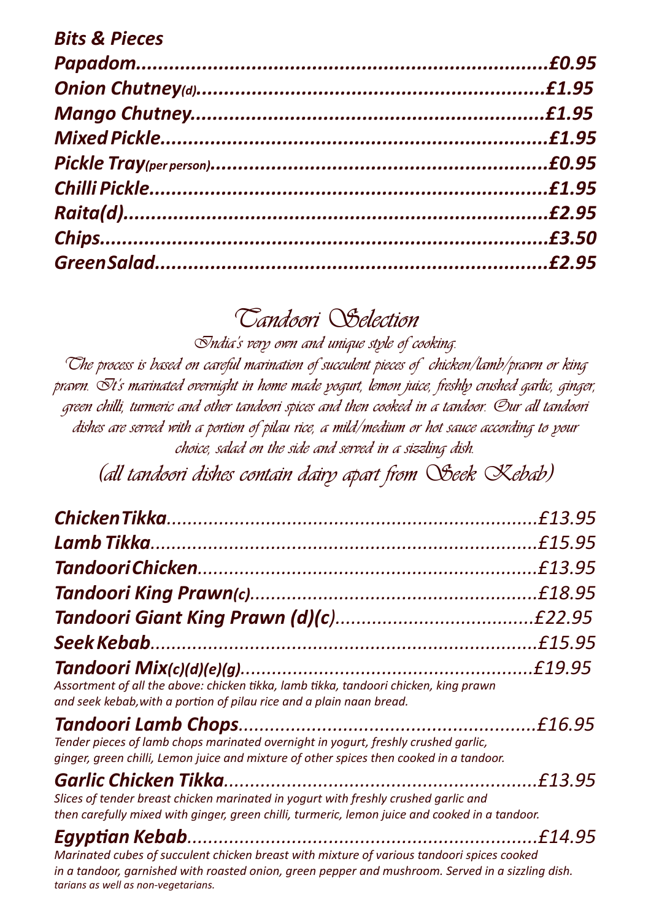## Bits & Pieces

**Papadom....................................................................£0.95**
**Onion Chutney(d)........................................................£1.95**
**Mango Chutney...........................................................£1.95**
**Mixed Pickle...............................................................£1.95**
**Pickle Tray(per person)..................................................£0.95**
**Chilli Pickle.................................................................£1.95**
**Raita(d).......................................................................£2.95**
**Chips...........................................................................£3.50**
**Green Salad.................................................................£2.95**

## *Tandoori Selection*

*India's very own and unique style of cooking.*

*The process is based on careful marination of succulent pieces of chicken/lamb/prawn or king prawn. It's marinated overnight in home made yogurt, lemon juice, freshly crushed garlic, ginger, green chilli, turmeric and other tandoori spices and then cooked in a tandoor. Our all tandoori dishes are served with a portion of pilau rice, a mild/medium or hot sauce according to your choice, salad on the side and served in a sizzling dish.*

*(all tandoori dishes contain dairy apart from Seek Kebab)*

***Chicken Tikka**....................................................................£13.95*
***Lamb Tikka**.......................................................................£15.95*
***Tandoori Chicken**...............................................................£13.95*
***Tandoori King Prawn(c)**.....................................................£18.95*
***Tandoori Giant King Prawn (d)(c)**.....................................£22.95*
***Seek Kebab**.......................................................................£15.95*
***Tandoori Mix(c)(d)(e)(g)**....................................................£19.95*

*Assortment of all the above: chicken tikka, lamb tikka, tandoori chicken, king prawn and seek kebab,with a portion of pilau rice and a plain naan bread.*

***Tandoori Lamb Chops**........................................................£16.95*

*Tender pieces of lamb chops marinated overnight in yogurt, freshly crushed garlic, ginger, green chilli, Lemon juice and mixture of other spices then cooked in a tandoor.*

***Garlic Chicken Tikka**..........................................................£13.95*

*Slices of tender breast chicken marinated in yogurt with freshly crushed garlic and then carefully mixed with ginger, green chilli, turmeric, lemon juice and cooked in a tandoor.*

***Egyptian Kebab**.................................................................£14.95*

*Marinated cubes of succulent chicken breast with mixture of various tandoori spices cooked in a tandoor, garnished with roasted onion, green pepper and mushroom. Served in a sizzling dish.*

*tarians as well as non-vegetarians.*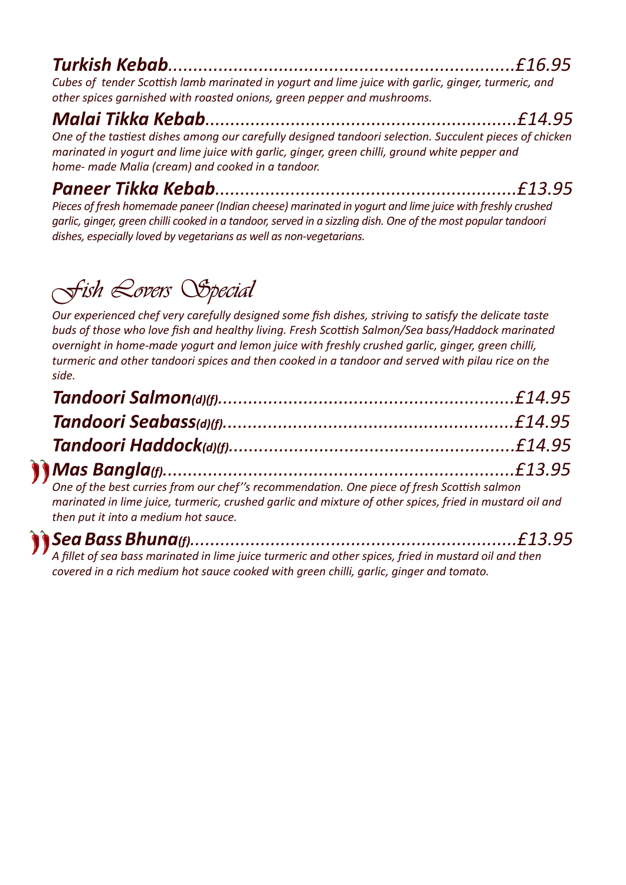### ***Turkish Kebab**........................................................................£16.95*

*Cubes of tender Scottish lamb marinated in yogurt and lime juice with garlic, ginger, turmeric, and other spices garnished with roasted onions, green pepper and mushrooms.*

### ***Malai Tikka Kebab**..............................................................£14.95*

*One of the tastiest dishes among our carefully designed tandoori selection. Succulent pieces of chicken marinated in yogurt and lime juice with garlic, ginger, green chilli, ground white pepper and home- made Malia (cream) and cooked in a tandoor.*

### ***Paneer Tikka Kebab**............................................................£13.95*

*Pieces of fresh homemade paneer (Indian cheese) marinated in yogurt and lime juice with freshly crushed garlic, ginger, green chilli cooked in a tandoor, served in a sizzling dish. One of the most popular tandoori dishes, especially loved by vegetarians as well as non-vegetarians.*

## *Fish Lovers Special*

*Our experienced chef very carefully designed some fish dishes, striving to satisfy the delicate taste buds of those who love fish and healthy living. Fresh Scottish Salmon/Sea bass/Haddock marinated overnight in home-made yogurt and lemon juice with freshly crushed garlic, ginger, green chilli, turmeric and other tandoori spices and then cooked in a tandoor and served with pilau rice on the side.*

### ***Tandoori Salmon**(d)(f)...........................................................£14.95*

### ***Tandoori Seabass**(d)(f)..........................................................£14.95*

### ***Tandoori Haddock**(d)(f).........................................................£14.95*

### ***Mas Bangla**(f).........................................................................£13.95*

*One of the best curries from our chef''s recommendation. One piece of fresh Scottish salmon marinated in lime juice, turmeric, crushed garlic and mixture of other spices, fried in mustard oil and then put it into a medium hot sauce.*

### ***Sea Bass Bhuna**(f)...................................................................£13.95*

*A fillet of sea bass marinated in lime juice turmeric and other spices, fried in mustard oil and then covered in a rich medium hot sauce cooked with green chilli, garlic, ginger and tomato.*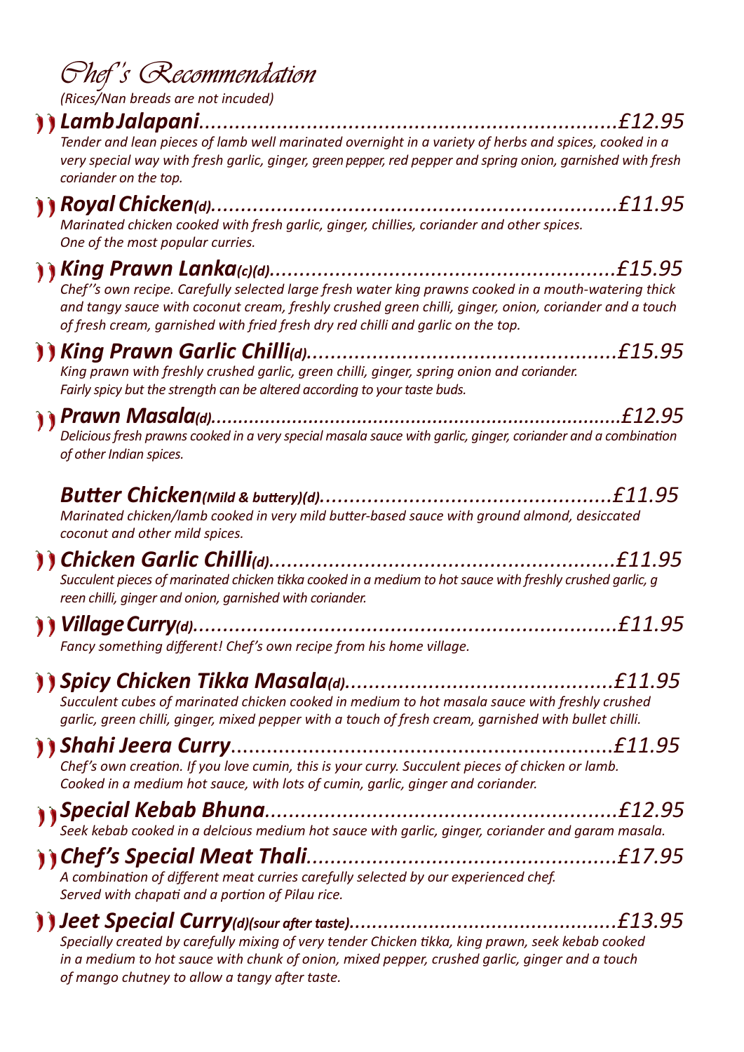# Chef's Recommendation

*(Rices/Nan breads are not incuded)*

**Lamb Jalapani**........................................................................£12.95

*Tender and lean pieces of lamb well marinated overnight in a variety of herbs and spices, cooked in a very special way with fresh garlic, ginger, green pepper, red pepper and spring onion, garnished with fresh coriander on the top.*

**Royal Chicken**(d)........................................................................£11.95

*Marinated chicken cooked with fresh garlic, ginger, chillies, coriander and other spices. One of the most popular curries.*

**King Prawn Lanka**(c)(d)........................................................£15.95

*Chef''s own recipe. Carefully selected large fresh water king prawns cooked in a mouth-watering thick and tangy sauce with coconut cream, freshly crushed green chilli, ginger, onion, coriander and a touch of fresh cream, garnished with fried fresh dry red chilli and garlic on the top.*

**King Prawn Garlic Chilli**(d)....................................................£15.95

*King prawn with freshly crushed garlic, green chilli, ginger, spring onion and coriander. Fairly spicy but the strength can be altered according to your taste buds.*

**Prawn Masala**(d)........................................................................£12.95

*Delicious fresh prawns cooked in a very special masala sauce with garlic, ginger, coriander and a combination of other Indian spices.*

**Butter Chicken**(Mild & buttery)(d)................................................£11.95

*Marinated chicken/lamb cooked in very mild butter-based sauce with ground almond, desiccated coconut and other mild spices.*

**Chicken Garlic Chilli**(d).........................................................£11.95

*Succulent pieces of marinated chicken tikka cooked in a medium to hot sauce with freshly crushed garlic, g reen chilli, ginger and onion, garnished with coriander.*

**Village Curry**(d)........................................................................£11.95

*Fancy something different! Chef's own recipe from his home village.*

**Spicy Chicken Tikka Masala**(d)..............................................£11.95

*Succulent cubes of marinated chicken cooked in medium to hot masala sauce with freshly crushed garlic, green chilli, ginger, mixed pepper with a touch of fresh cream, garnished with bullet chilli.*

**Shahi Jeera Curry**................................................................£11.95

*Chef's own creation. If you love cumin, this is your curry. Succulent pieces of chicken or lamb. Cooked in a medium hot sauce, with lots of cumin, garlic, ginger and coriander.*

**Special Kebab Bhuna**..........................................................£12.95

*Seek kebab cooked in a delcious medium hot sauce with garlic, ginger, coriander and garam masala.*

**Chef's Special Meat Thali**....................................................£17.95

*A combination of different meat curries carefully selected by our experienced chef. Served with chapati and a portion of Pilau rice.*

**Jeet Special Curry**(d)(sour after taste)..............................................£13.95

*Specially created by carefully mixing of very tender Chicken tikka, king prawn, seek kebab cooked in a medium to hot sauce with chunk of onion, mixed pepper, crushed garlic, ginger and a touch of mango chutney to allow a tangy after taste.*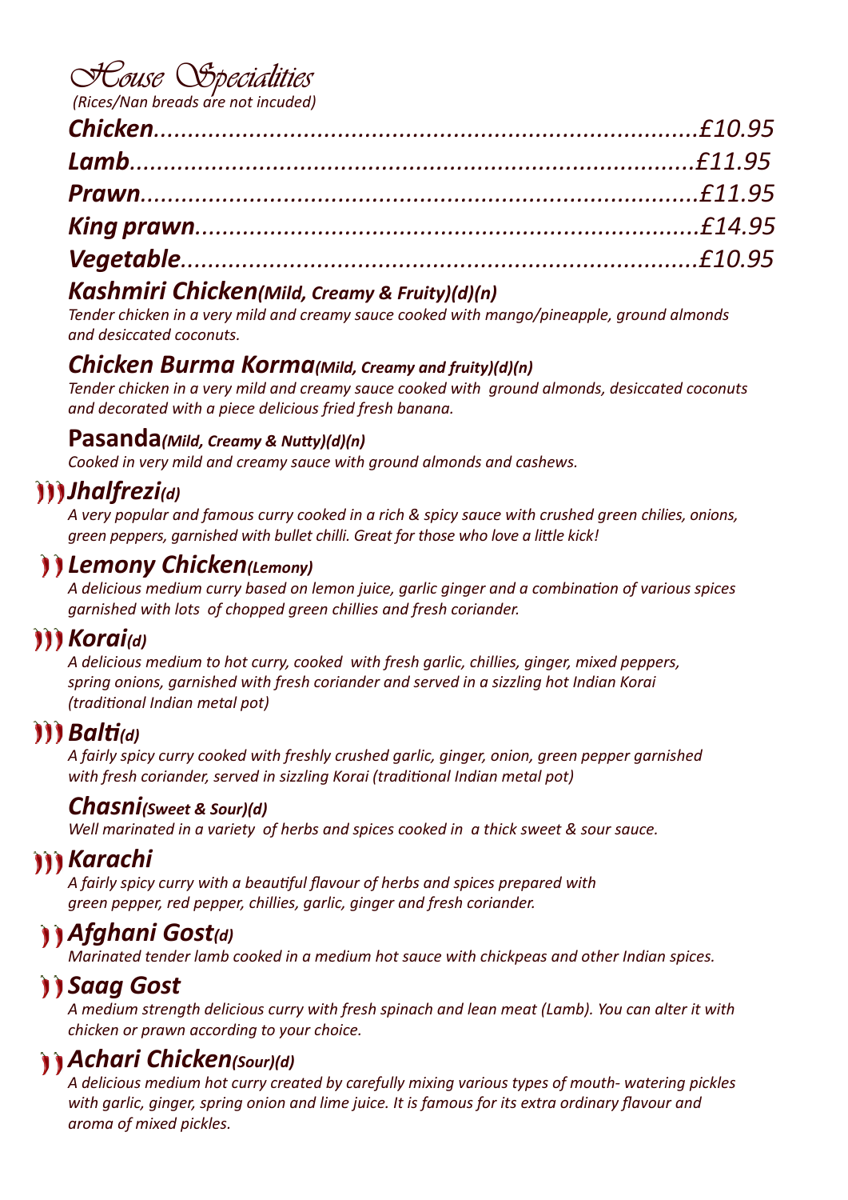# House Specialities

*(Rices/Nan breads are not incuded)*

***Chicken**.....£10.95*

***Lamb**.....£11.95*

***Prawn**.....£11.95*

***King prawn**.....£14.95*

***Vegetable**.....£10.95*

## *Kashmiri Chicken(Mild, Creamy & Fruity)(d)(n)*

*Tender chicken in a very mild and creamy sauce cooked with mango/pineapple, ground almonds and desiccated coconuts.*

## *Chicken Burma Korma(Mild, Creamy and fruity)(d)(n)*

*Tender chicken in a very mild and creamy sauce cooked with ground almonds, desiccated coconuts and decorated with a piece delicious fried fresh banana.*

## Pasanda*(Mild, Creamy & Nutty)(d)(n)*

*Cooked in very mild and creamy sauce with ground almonds and cashews.*

## *Jhalfrezi(d)*

*A very popular and famous curry cooked in a rich & spicy sauce with crushed green chilies, onions, green peppers, garnished with bullet chilli. Great for those who love a little kick!*

## *Lemony Chicken(Lemony)*

*A delicious medium curry based on lemon juice, garlic ginger and a combination of various spices garnished with lots of chopped green chillies and fresh coriander.*

## *Korai(d)*

*A delicious medium to hot curry, cooked with fresh garlic, chillies, ginger, mixed peppers, spring onions, garnished with fresh coriander and served in a sizzling hot Indian Korai (traditional Indian metal pot)*

## *Balti(d)*

*A fairly spicy curry cooked with freshly crushed garlic, ginger, onion, green pepper garnished with fresh coriander, served in sizzling Korai (traditional Indian metal pot)*

## *Chasni(Sweet & Sour)(d)*

*Well marinated in a variety of herbs and spices cooked in a thick sweet & sour sauce.*

## *Karachi*

*A fairly spicy curry with a beautiful flavour of herbs and spices prepared with green pepper, red pepper, chillies, garlic, ginger and fresh coriander.*

## *Afghani Gost(d)*

*Marinated tender lamb cooked in a medium hot sauce with chickpeas and other Indian spices.*

## *Saag Gost*

*A medium strength delicious curry with fresh spinach and lean meat (Lamb). You can alter it with chicken or prawn according to your choice.*

## *Achari Chicken(Sour)(d)*

*A delicious medium hot curry created by carefully mixing various types of mouth- watering pickles with garlic, ginger, spring onion and lime juice. It is famous for its extra ordinary flavour and aroma of mixed pickles.*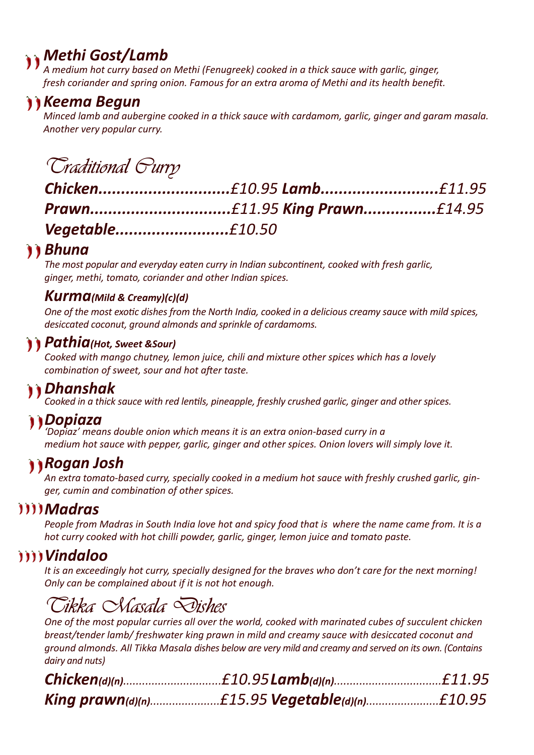### *Methi Gost/Lamb*

*A medium hot curry based on Methi (Fenugreek) cooked in a thick sauce with garlic, ginger, fresh coriander and spring onion. Famous for an extra aroma of Methi and its health benefit.*

### *Keema Begun*

*Minced lamb and aubergine cooked in a thick sauce with cardamom, garlic, ginger and garam masala. Another very popular curry.*

## *Traditional Curry*

***Chicken............................£10.95*** ***Lamb.........................£11.95***

***Prawn..............................£11.95*** ***King Prawn................£14.95***

***Vegetable.........................£10.50***

### *Bhuna*

*The most popular and everyday eaten curry in Indian subcontinent, cooked with fresh garlic, ginger, methi, tomato, coriander and other Indian spices.*

### *Kurma(Mild & Creamy)(c)(d)*

*One of the most exotic dishes from the North India, cooked in a delicious creamy sauce with mild spices, desiccated coconut, ground almonds and sprinkle of cardamoms.*

### *Pathia(Hot, Sweet &Sour)*

*Cooked with mango chutney, lemon juice, chili and mixture other spices which has a lovely combination of sweet, sour and hot after taste.*

### *Dhanshak*

*Cooked in a thick sauce with red lentils, pineapple, freshly crushed garlic, ginger and other spices.*

### *Dopiaza*

*'Dopiaz' means double onion which means it is an extra onion-based curry in a medium hot sauce with pepper, garlic, ginger and other spices. Onion lovers will simply love it.*

### *Rogan Josh*

*An extra tomato-based curry, specially cooked in a medium hot sauce with freshly crushed garlic, ginger, cumin and combination of other spices.*

### *Madras*

*People from Madras in South India love hot and spicy food that is where the name came from. It is a hot curry cooked with hot chilli powder, garlic, ginger, lemon juice and tomato paste.*

### *Vindaloo*

*It is an exceedingly hot curry, specially designed for the braves who don't care for the next morning! Only can be complained about if it is not hot enough.*

## *Tikka Masala Dishes*

*One of the most popular curries all over the world, cooked with marinated cubes of succulent chicken breast/tender lamb/ freshwater king prawn in mild and creamy sauce with desiccated coconut and ground almonds. All Tikka Masala dishes below are very mild and creamy and served on its own. (Contains dairy and nuts)*

***Chicken(d)(n)..............................£10.95*** ***Lamb(d)(n)..................................£11.95***

***King prawn(d)(n).....................£15.95*** ***Vegetable(d)(n)......................£10.95***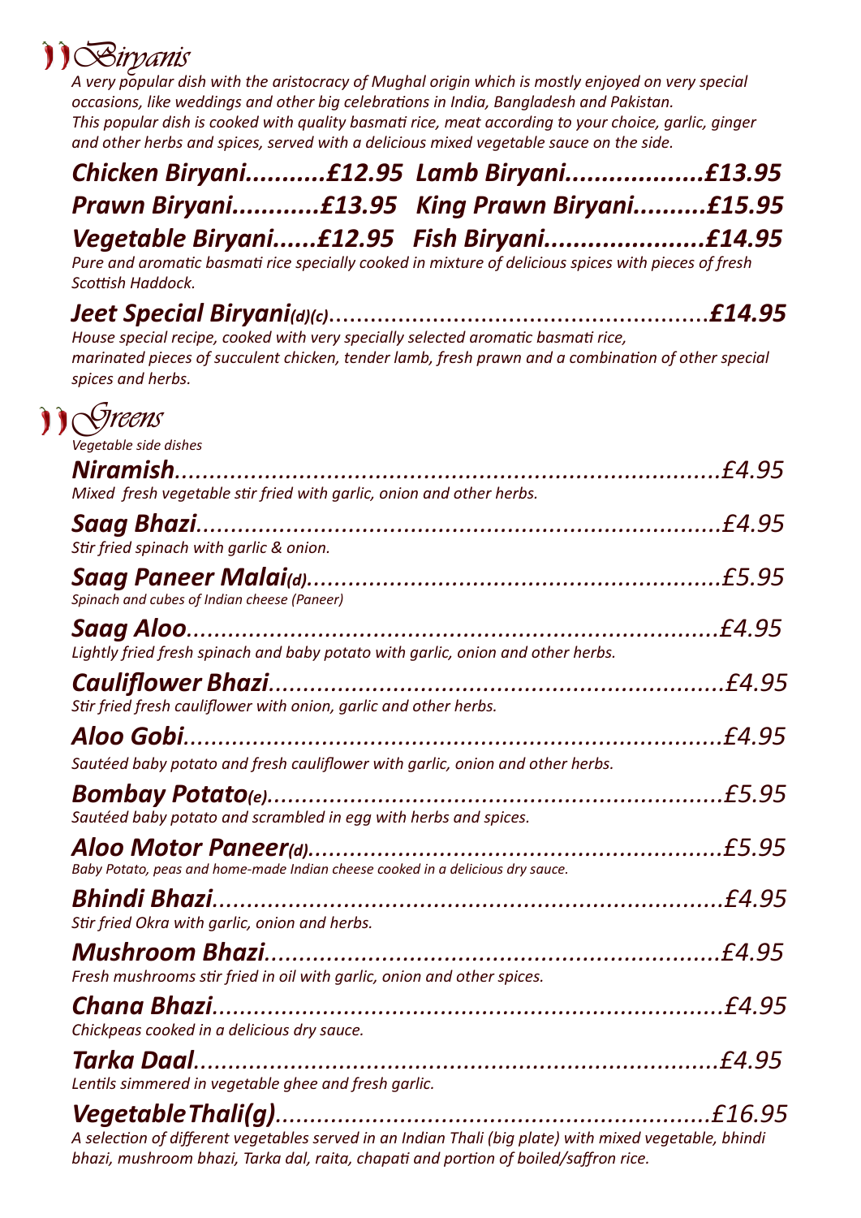## Biryanis

*A very popular dish with the aristocracy of Mughal origin which is mostly enjoyed on very special occasions, like weddings and other big celebrations in India, Bangladesh and Pakistan. This popular dish is cooked with quality basmati rice, meat according to your choice, garlic, ginger and other herbs and spices, served with a delicious mixed vegetable sauce on the side.*

***Chicken Biryani...........£12.95*** ***Lamb Biryani..................£13.95***

***Prawn Biryani...........£13.95*** ***King Prawn Biryani..........£15.95***

***Vegetable Biryani......£12.95*** ***Fish Biryani.....................£14.95***

*Pure and aromatic basmati rice specially cooked in mixture of delicious spices with pieces of fresh Scottish Haddock.*

***Jeet Special Biryani(d)(c)....................................................£14.95***

*House special recipe, cooked with very specially selected aromatic basmati rice, marinated pieces of succulent chicken, tender lamb, fresh prawn and a combination of other special spices and herbs.*

## Greens

*Vegetable side dishes*

***Niramish**..................................................................£4.95*

*Mixed fresh vegetable stir fried with garlic, onion and other herbs.*

***Saag Bhazi**..............................................................£4.95*

*Stir fried spinach with garlic & onion.*

***Saag Paneer Malai(d)**..............................................£5.95*

*Spinach and cubes of Indian cheese (Paneer)*

***Saag Aloo**...............................................................£4.95*

*Lightly fried fresh spinach and baby potato with garlic, onion and other herbs.*

***Cauliflower Bhazi**....................................................£4.95*

*Stir fried fresh cauliflower with onion, garlic and other herbs.*

***Aloo Gobi**.................................................................£4.95*

*Sautéed baby potato and fresh cauliflower with garlic, onion and other herbs.*

***Bombay Potato(e)**.....................................................£5.95*

*Sautéed baby potato and scrambled in egg with herbs and spices.*

***Aloo Motor Paneer(d)**...............................................£5.95*

*Baby Potato, peas and home-made Indian cheese cooked in a delicious dry sauce.*

***Bhindi Bhazi**.............................................................£4.95*

*Stir fried Okra with garlic, onion and herbs.*

***Mushroom Bhazi**......................................................£4.95*

*Fresh mushrooms stir fried in oil with garlic, onion and other spices.*

***Chana Bhazi**.............................................................£4.95*

*Chickpeas cooked in a delicious dry sauce.*

***Tarka Daal**................................................................£4.95*

*Lentils simmered in vegetable ghee and fresh garlic.*

***Vegetable Thali(g)**...................................................£16.95*

*A selection of different vegetables served in an Indian Thali (big plate) with mixed vegetable, bhindi bhazi, mushroom bhazi, Tarka dal, raita, chapati and portion of boiled/saffron rice.*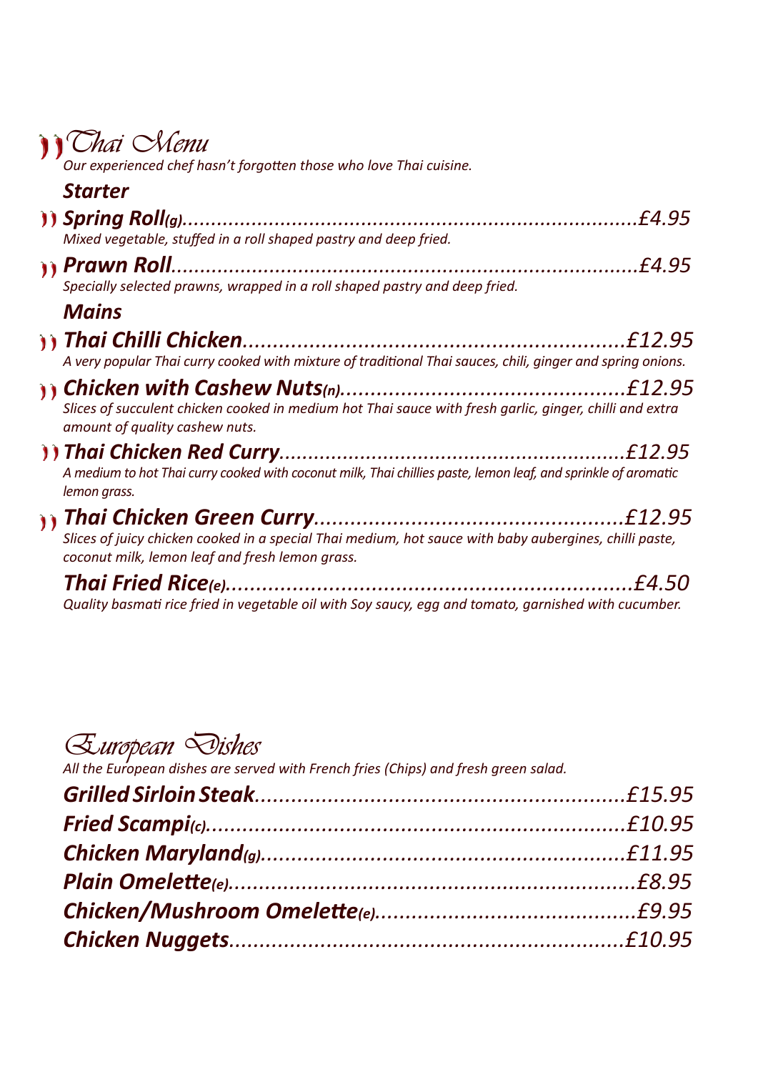# Thai Menu

*Our experienced chef hasn't forgotten those who love Thai cuisine.*

## Starter

***Spring Roll*** *(g)*..................................................................................£4.95

*Mixed vegetable, stuffed in a roll shaped pastry and deep fried.*

***Prawn Roll***..........................................................................................£4.95

*Specially selected prawns, wrapped in a roll shaped pastry and deep fried.*

## Mains

***Thai Chilli Chicken***................................................................£12.95

*A very popular Thai curry cooked with mixture of traditional Thai sauces, chili, ginger and spring onions.*

***Chicken with Cashew Nuts*** *(n)*..............................................£12.95

*Slices of succulent chicken cooked in medium hot Thai sauce with fresh garlic, ginger, chilli and extra amount of quality cashew nuts.*

***Thai Chicken Red Curry***..........................................................£12.95

*A medium to hot Thai curry cooked with coconut milk, Thai chillies paste, lemon leaf, and sprinkle of aromatic lemon grass.*

***Thai Chicken Green Curry***.....................................................£12.95

*Slices of juicy chicken cooked in a special Thai medium, hot sauce with baby aubergines, chilli paste, coconut milk, lemon leaf and fresh lemon grass.*

***Thai Fried Rice*** *(e)*..................................................................£4.50

*Quality basmati rice fried in vegetable oil with Soy saucy, egg and tomato, garnished with cucumber.*

# European Dishes

*All the European dishes are served with French fries (Chips) and fresh green salad.*

***Grilled Sirloin Steak***.........................................................£15.95

***Fried Scampi*** *(c)*................................................................£10.95

***Chicken Maryland*** *(g)*........................................................£11.95

***Plain Omelette*** *(e)*................................................................£8.95

***Chicken/Mushroom Omelette*** *(e)*.........................................£9.95

***Chicken Nuggets***..............................................................£10.95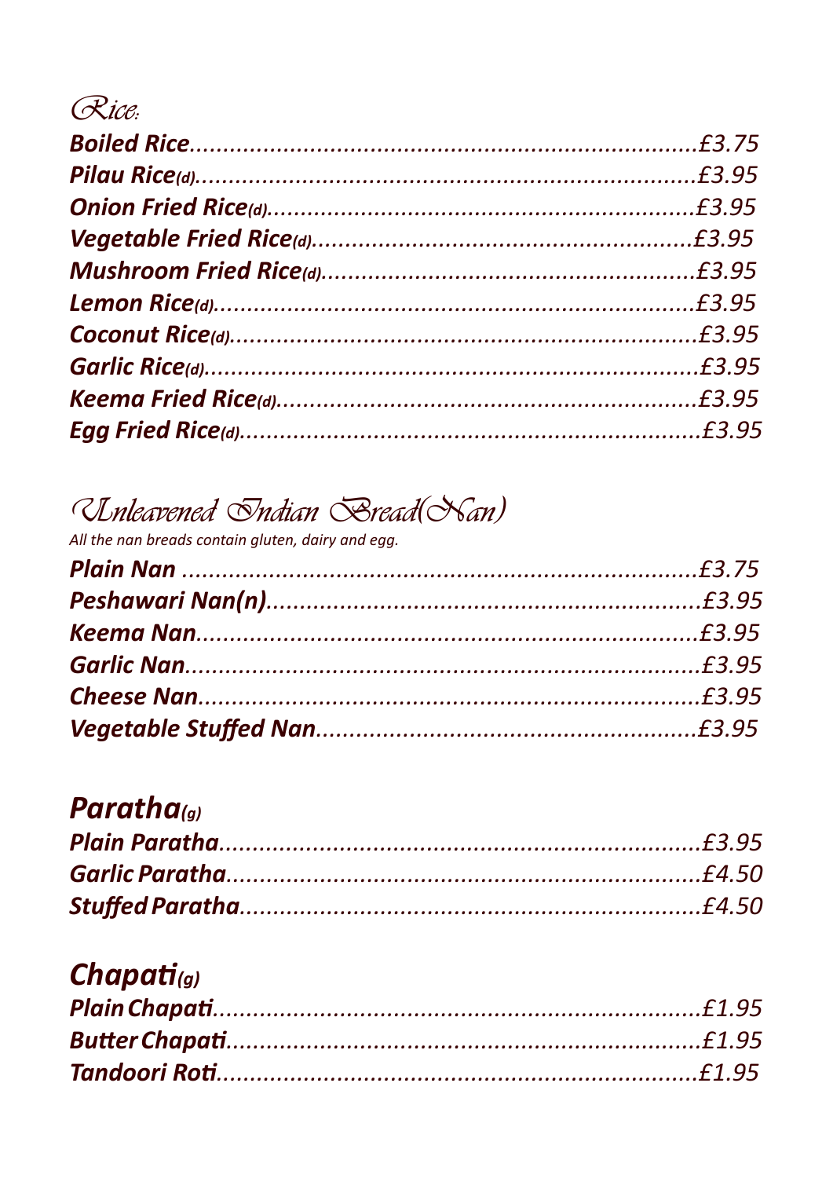## Rice:

**Boiled Rice**.......................................................................£3.75
**Pilau Rice**(d).........................................................................£3.95
**Onion Fried Rice**(d).................................................................£3.95
**Vegetable Fried Rice**(d)...........................................................£3.95
**Mushroom Fried Rice**(d)..........................................................£3.95
**Lemon Rice**(d).........................................................................£3.95
**Coconut Rice**(d)......................................................................£3.95
**Garlic Rice**(d)..........................................................................£3.95
**Keema Fried Rice**(d)................................................................£3.95
**Egg Fried Rice**(d).....................................................................£3.95

## Unleavened Indian Bread(Nan)

*All the nan breads contain gluten, dairy and egg.*

**Plain Nan** ..............................................................................£3.75
**Peshawari Nan(n)**..................................................................£3.95
**Keema Nan**..............................................................................£3.95
**Garlic Nan**...............................................................................£3.95
**Cheese Nan**.............................................................................£3.95
**Vegetable Stuffed Nan**..........................................................£3.95

## Paratha(g)

**Plain Paratha**..........................................................................£3.95
**Garlic Paratha**.........................................................................£4.50
**Stuffed Paratha**.......................................................................£4.50

## Chapati(g)

**Plain Chapati**...........................................................................£1.95
**Butter Chapati**.........................................................................£1.95
**Tandoori Roti**...........................................................................£1.95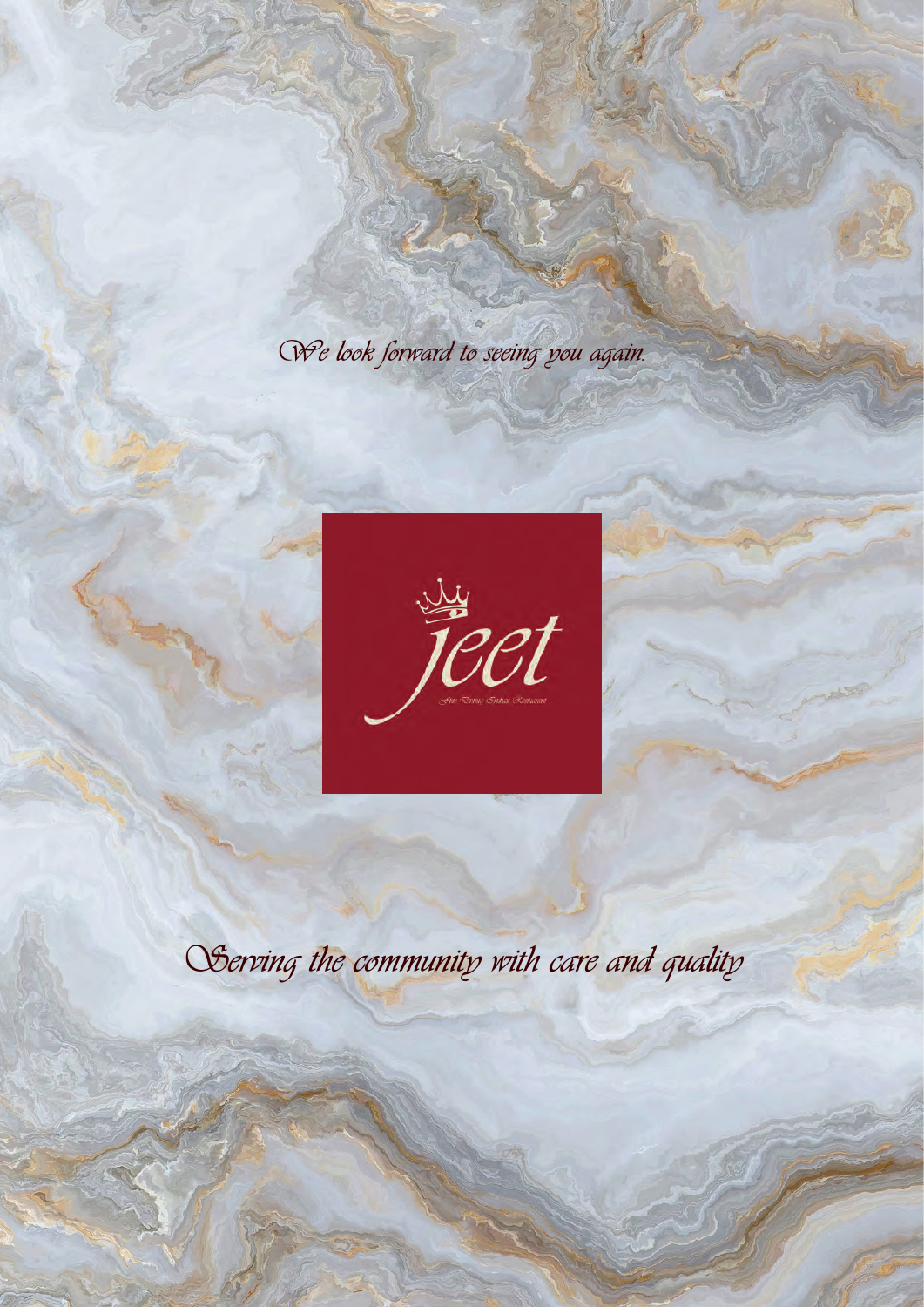*We look forward to seeing you again.*

jeet

Fine Dining Indian Restaurant

*Serving the community with care and quality*